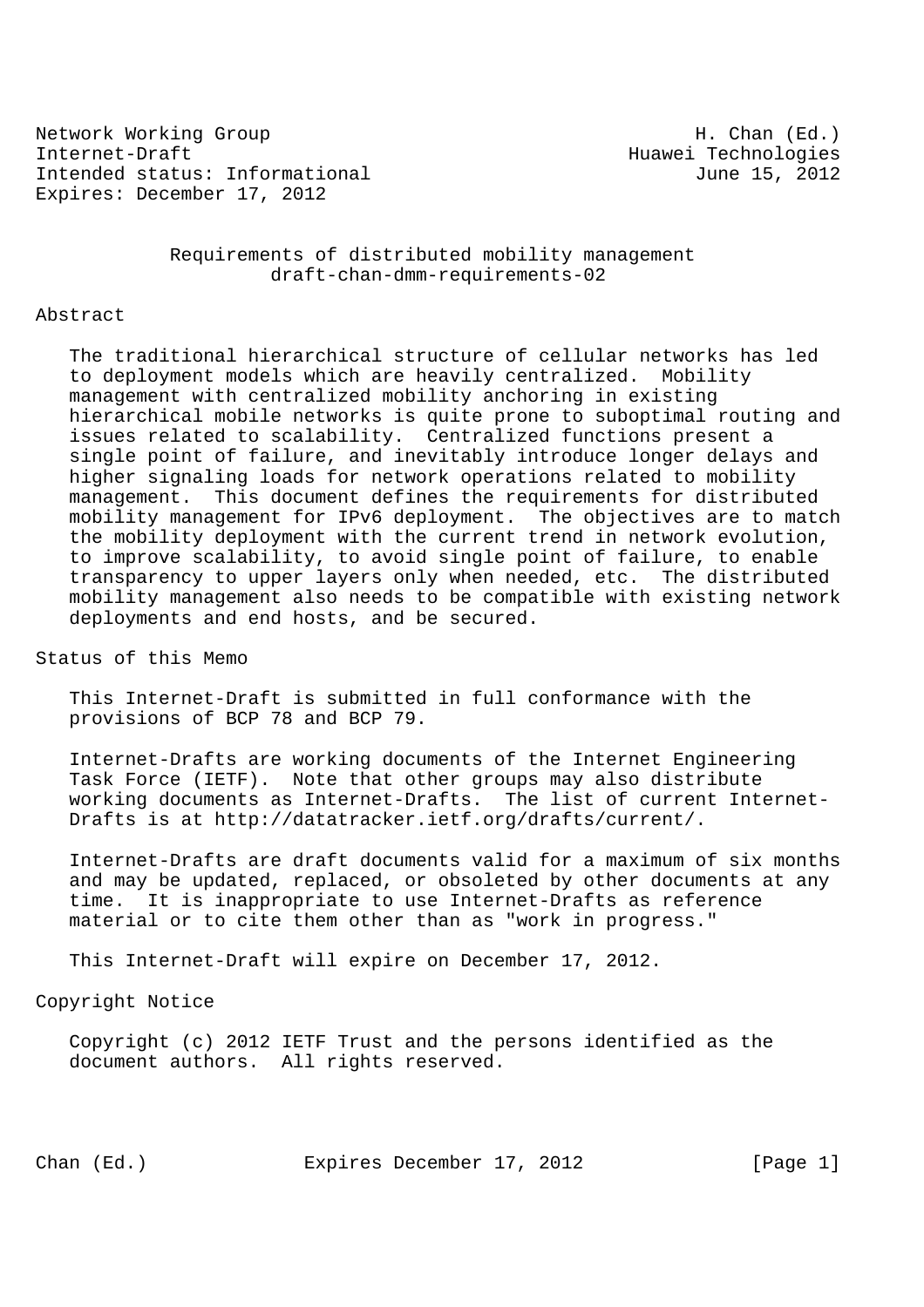Network Working Group H. Chan (Ed.)
Internet-Draft Huawei Technologies
Intended status: Informational June 15, 2012
Expires: December 17, 2012

# Requirements of distributed mobility management
## draft-chan-dmm-requirements-02

## Abstract

The traditional hierarchical structure of cellular networks has led to deployment models which are heavily centralized. Mobility management with centralized mobility anchoring in existing hierarchical mobile networks is quite prone to suboptimal routing and issues related to scalability. Centralized functions present a single point of failure, and inevitably introduce longer delays and higher signaling loads for network operations related to mobility management. This document defines the requirements for distributed mobility management for IPv6 deployment. The objectives are to match the mobility deployment with the current trend in network evolution, to improve scalability, to avoid single point of failure, to enable transparency to upper layers only when needed, etc. The distributed mobility management also needs to be compatible with existing network deployments and end hosts, and be secured.

## Status of this Memo

This Internet-Draft is submitted in full conformance with the provisions of BCP 78 and BCP 79.

Internet-Drafts are working documents of the Internet Engineering Task Force (IETF). Note that other groups may also distribute working documents as Internet-Drafts. The list of current Internet-Drafts is at http://datatracker.ietf.org/drafts/current/.

Internet-Drafts are draft documents valid for a maximum of six months and may be updated, replaced, or obsoleted by other documents at any time. It is inappropriate to use Internet-Drafts as reference material or to cite them other than as "work in progress."

This Internet-Draft will expire on December 17, 2012.

## Copyright Notice

Copyright (c) 2012 IETF Trust and the persons identified as the document authors. All rights reserved.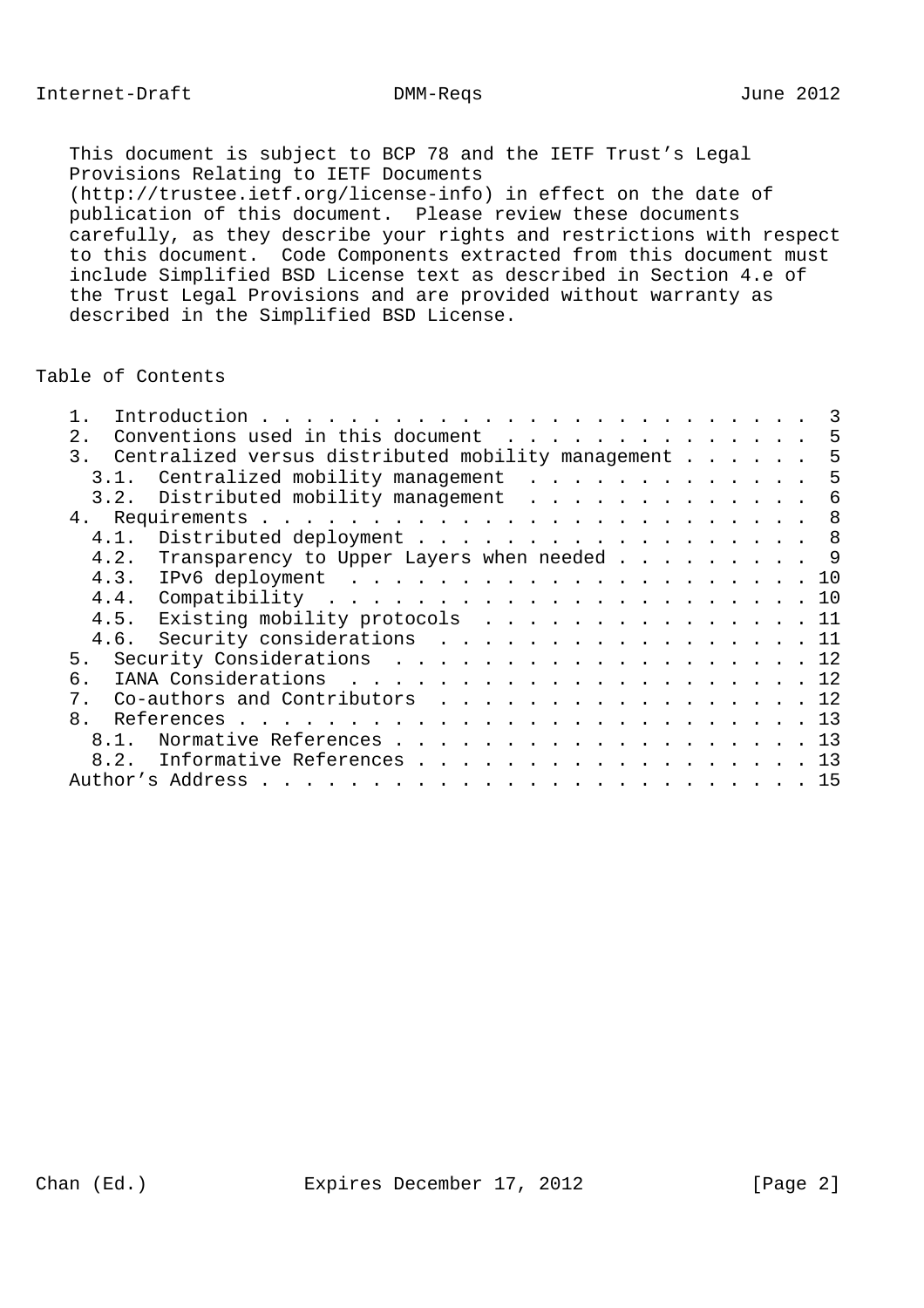This document is subject to BCP 78 and the IETF Trust's Legal Provisions Relating to IETF Documents (http://trustee.ietf.org/license-info) in effect on the date of publication of this document. Please review these documents carefully, as they describe your rights and restrictions with respect to this document. Code Components extracted from this document must include Simplified BSD License text as described in Section 4.e of the Trust Legal Provisions and are provided without warranty as described in the Simplified BSD License.

## Table of Contents

```
   1.  Introduction . . . . . . . . . . . . . . . . . . . . . . . . .  3
   2.  Conventions used in this document  . . . . . . . . . . . . . .  5
   3.  Centralized versus distributed mobility management . . . . . .  5
     3.1.  Centralized mobility management  . . . . . . . . . . . . .  5
     3.2.  Distributed mobility management  . . . . . . . . . . . . .  6
   4.  Requirements . . . . . . . . . . . . . . . . . . . . . . . . .  8
     4.1.  Distributed deployment . . . . . . . . . . . . . . . . . .  8
     4.2.  Transparency to Upper Layers when needed . . . . . . . . .  9
     4.3.  IPv6 deployment  . . . . . . . . . . . . . . . . . . . . . 10
     4.4.  Compatibility  . . . . . . . . . . . . . . . . . . . . . . 10
     4.5.  Existing mobility protocols  . . . . . . . . . . . . . . . 11
     4.6.  Security considerations  . . . . . . . . . . . . . . . . . 11
   5.  Security Considerations  . . . . . . . . . . . . . . . . . . . 12
   6.  IANA Considerations  . . . . . . . . . . . . . . . . . . . . . 12
   7.  Co-authors and Contributors  . . . . . . . . . . . . . . . . . 12
   8.  References . . . . . . . . . . . . . . . . . . . . . . . . . . 13
     8.1.  Normative References . . . . . . . . . . . . . . . . . . . 13
     8.2.  Informative References . . . . . . . . . . . . . . . . . . 13
   Author's Address . . . . . . . . . . . . . . . . . . . . . . . . . 15
```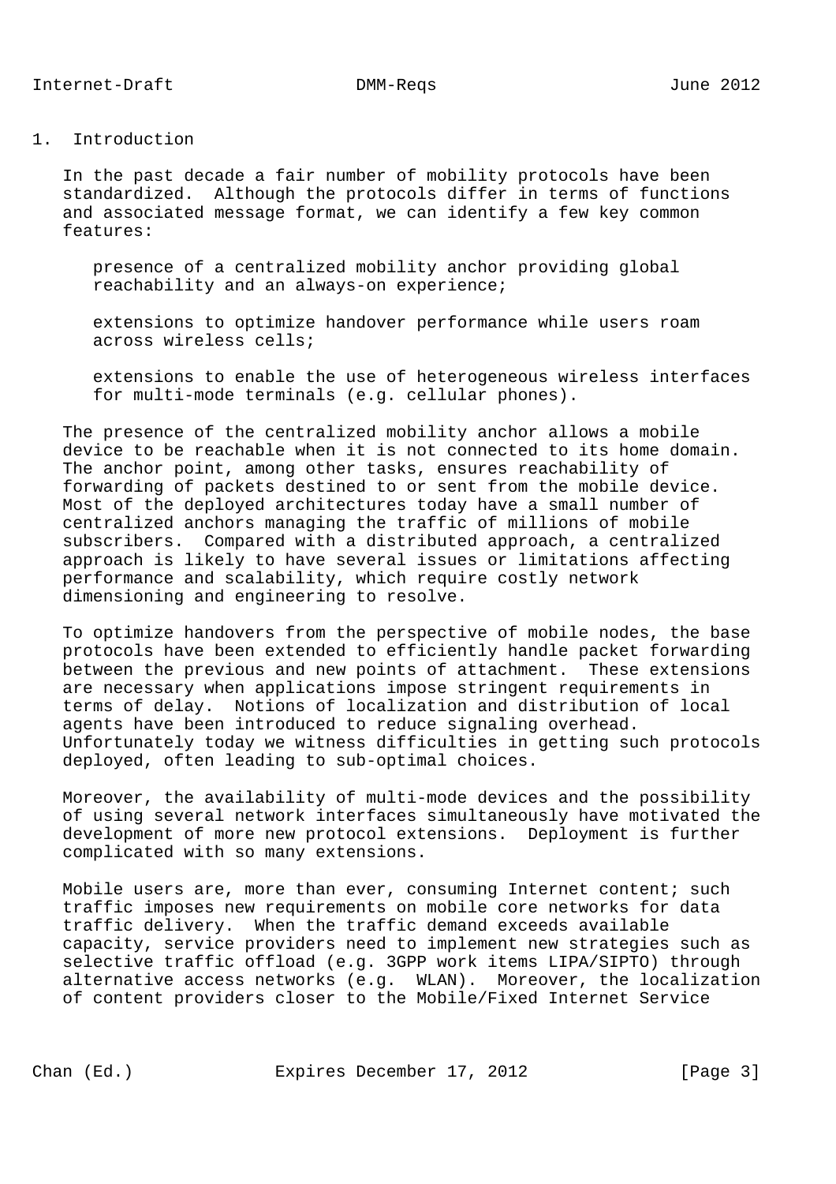# 1. Introduction

In the past decade a fair number of mobility protocols have been standardized. Although the protocols differ in terms of functions and associated message format, we can identify a few key common features:

- presence of a centralized mobility anchor providing global reachability and an always-on experience;
- extensions to optimize handover performance while users roam across wireless cells;
- extensions to enable the use of heterogeneous wireless interfaces for multi-mode terminals (e.g. cellular phones).

The presence of the centralized mobility anchor allows a mobile device to be reachable when it is not connected to its home domain. The anchor point, among other tasks, ensures reachability of forwarding of packets destined to or sent from the mobile device. Most of the deployed architectures today have a small number of centralized anchors managing the traffic of millions of mobile subscribers. Compared with a distributed approach, a centralized approach is likely to have several issues or limitations affecting performance and scalability, which require costly network dimensioning and engineering to resolve.

To optimize handovers from the perspective of mobile nodes, the base protocols have been extended to efficiently handle packet forwarding between the previous and new points of attachment. These extensions are necessary when applications impose stringent requirements in terms of delay. Notions of localization and distribution of local agents have been introduced to reduce signaling overhead. Unfortunately today we witness difficulties in getting such protocols deployed, often leading to sub-optimal choices.

Moreover, the availability of multi-mode devices and the possibility of using several network interfaces simultaneously have motivated the development of more new protocol extensions. Deployment is further complicated with so many extensions.

Mobile users are, more than ever, consuming Internet content; such traffic imposes new requirements on mobile core networks for data traffic delivery. When the traffic demand exceeds available capacity, service providers need to implement new strategies such as selective traffic offload (e.g. 3GPP work items LIPA/SIPTO) through alternative access networks (e.g. WLAN). Moreover, the localization of content providers closer to the Mobile/Fixed Internet Service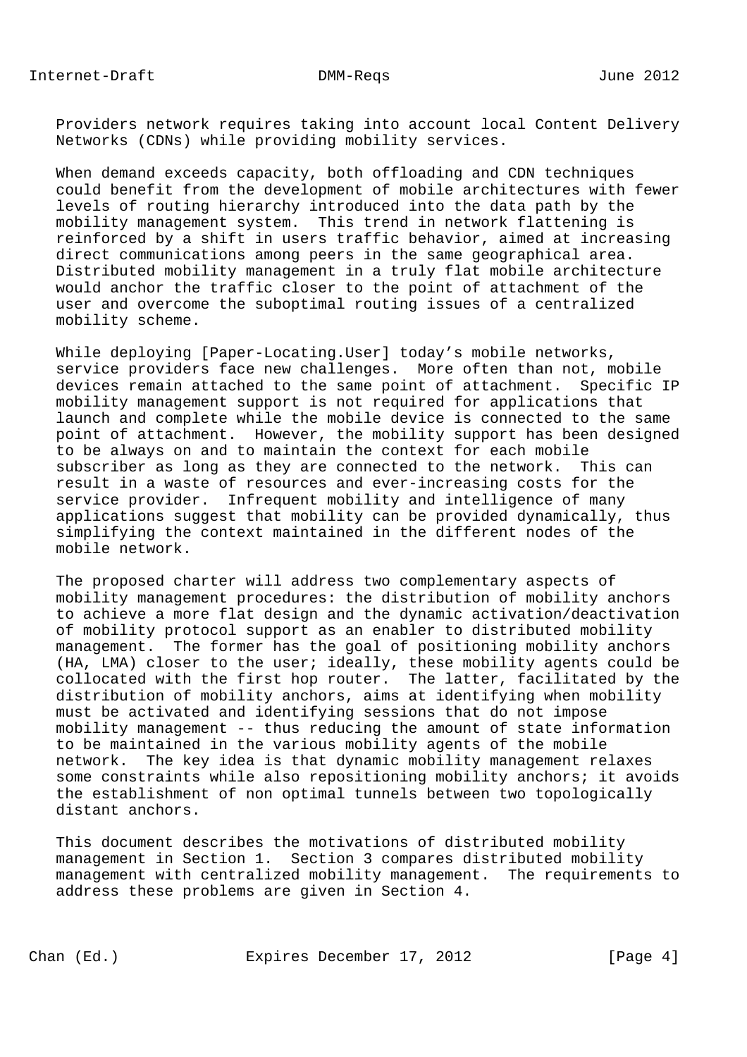Providers network requires taking into account local Content Delivery Networks (CDNs) while providing mobility services.

When demand exceeds capacity, both offloading and CDN techniques could benefit from the development of mobile architectures with fewer levels of routing hierarchy introduced into the data path by the mobility management system. This trend in network flattening is reinforced by a shift in users traffic behavior, aimed at increasing direct communications among peers in the same geographical area. Distributed mobility management in a truly flat mobile architecture would anchor the traffic closer to the point of attachment of the user and overcome the suboptimal routing issues of a centralized mobility scheme.

While deploying [Paper-Locating.User] today's mobile networks, service providers face new challenges. More often than not, mobile devices remain attached to the same point of attachment. Specific IP mobility management support is not required for applications that launch and complete while the mobile device is connected to the same point of attachment. However, the mobility support has been designed to be always on and to maintain the context for each mobile subscriber as long as they are connected to the network. This can result in a waste of resources and ever-increasing costs for the service provider. Infrequent mobility and intelligence of many applications suggest that mobility can be provided dynamically, thus simplifying the context maintained in the different nodes of the mobile network.

The proposed charter will address two complementary aspects of mobility management procedures: the distribution of mobility anchors to achieve a more flat design and the dynamic activation/deactivation of mobility protocol support as an enabler to distributed mobility management. The former has the goal of positioning mobility anchors (HA, LMA) closer to the user; ideally, these mobility agents could be collocated with the first hop router. The latter, facilitated by the distribution of mobility anchors, aims at identifying when mobility must be activated and identifying sessions that do not impose mobility management -- thus reducing the amount of state information to be maintained in the various mobility agents of the mobile network. The key idea is that dynamic mobility management relaxes some constraints while also repositioning mobility anchors; it avoids the establishment of non optimal tunnels between two topologically distant anchors.

This document describes the motivations of distributed mobility management in Section 1. Section 3 compares distributed mobility management with centralized mobility management. The requirements to address these problems are given in Section 4.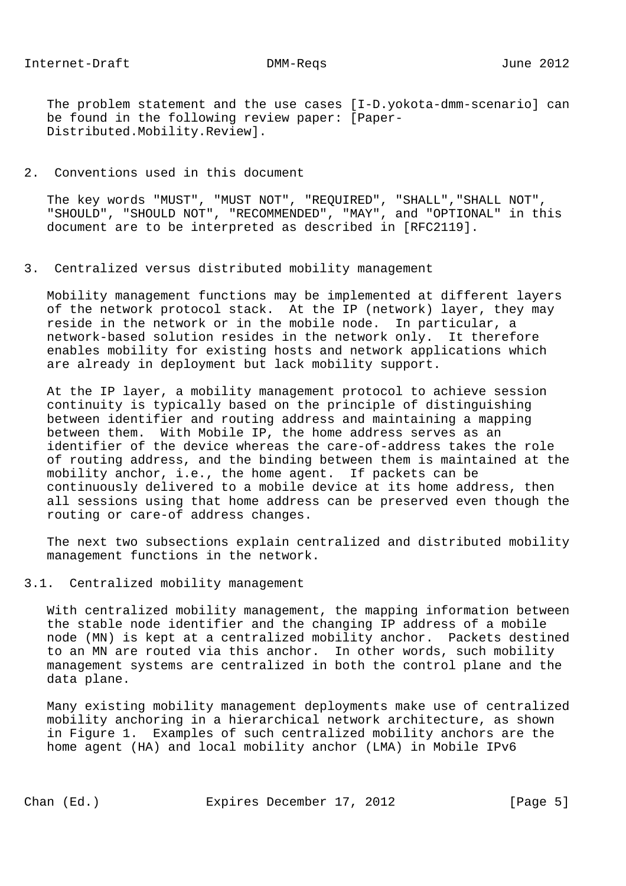The problem statement and the use cases [I-D.yokota-dmm-scenario] can be found in the following review paper: [Paper-Distributed.Mobility.Review].

## 2. Conventions used in this document

The key words "MUST", "MUST NOT", "REQUIRED", "SHALL","SHALL NOT", "SHOULD", "SHOULD NOT", "RECOMMENDED", "MAY", and "OPTIONAL" in this document are to be interpreted as described in [RFC2119].

## 3. Centralized versus distributed mobility management

Mobility management functions may be implemented at different layers of the network protocol stack. At the IP (network) layer, they may reside in the network or in the mobile node. In particular, a network-based solution resides in the network only. It therefore enables mobility for existing hosts and network applications which are already in deployment but lack mobility support.

At the IP layer, a mobility management protocol to achieve session continuity is typically based on the principle of distinguishing between identifier and routing address and maintaining a mapping between them. With Mobile IP, the home address serves as an identifier of the device whereas the care-of-address takes the role of routing address, and the binding between them is maintained at the mobility anchor, i.e., the home agent. If packets can be continuously delivered to a mobile device at its home address, then all sessions using that home address can be preserved even though the routing or care-of address changes.

The next two subsections explain centralized and distributed mobility management functions in the network.

### 3.1. Centralized mobility management

With centralized mobility management, the mapping information between the stable node identifier and the changing IP address of a mobile node (MN) is kept at a centralized mobility anchor. Packets destined to an MN are routed via this anchor. In other words, such mobility management systems are centralized in both the control plane and the data plane.

Many existing mobility management deployments make use of centralized mobility anchoring in a hierarchical network architecture, as shown in Figure 1. Examples of such centralized mobility anchors are the home agent (HA) and local mobility anchor (LMA) in Mobile IPv6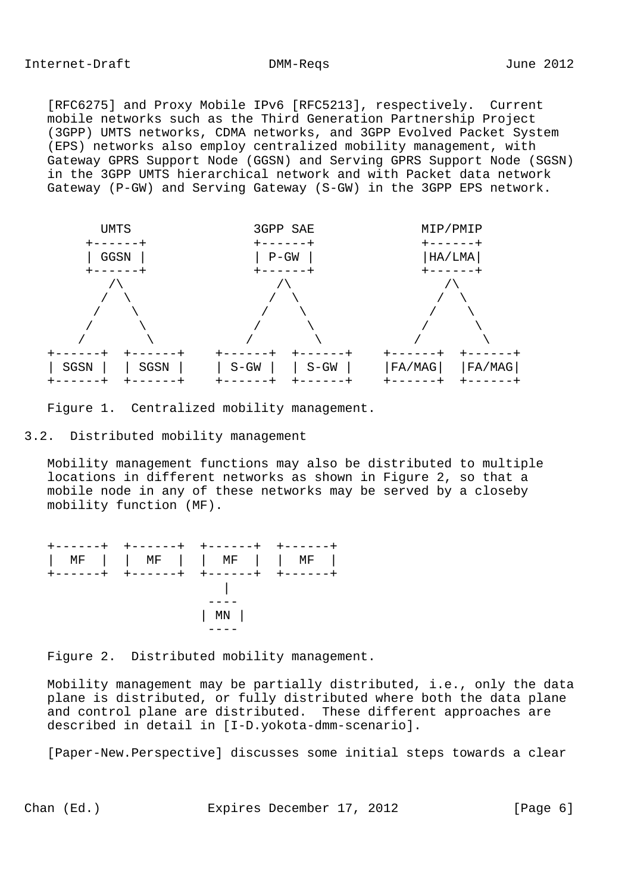[RFC6275] and Proxy Mobile IPv6 [RFC5213], respectively. Current mobile networks such as the Third Generation Partnership Project (3GPP) UMTS networks, CDMA networks, and 3GPP Evolved Packet System (EPS) networks also employ centralized mobility management, with Gateway GPRS Support Node (GGSN) and Serving GPRS Support Node (SGSN) in the 3GPP UMTS hierarchical network and with Packet data network Gateway (P-GW) and Serving Gateway (S-GW) in the 3GPP EPS network.

```
        UMTS                 3GPP SAE            MIP/PMIP
      +------+               +------+            +------+
      | GGSN |               | P-GW |            |HA/LMA|
      +------+               +------+            +------+
         /\                     /\                  /\
        /  \                   /  \                /  \
       /    \                 /    \              /    \
      /      \               /      \            /      \
     /        \             /        \          /        \
+------+  +------+    +------+  +------+    +------+  +------+
| SGSN |  | SGSN |    | S-GW |  | S-GW |    |FA/MAG|  |FA/MAG|
+------+  +------+    +------+  +------+    +------+  +------+
```

Figure 1. Centralized mobility management.

## 3.2. Distributed mobility management

Mobility management functions may also be distributed to multiple locations in different networks as shown in Figure 2, so that a mobile node in any of these networks may be served by a closeby mobility function (MF).

```
+------+  +------+  +------+  +------+
|  MF  |  |  MF  |  |  MF  |  |  MF  |
+------+  +------+  +------+  +------+
                       |
                      ----
                    | MN |
                      ----
```

Figure 2. Distributed mobility management.

Mobility management may be partially distributed, i.e., only the data plane is distributed, or fully distributed where both the data plane and control plane are distributed. These different approaches are described in detail in [I-D.yokota-dmm-scenario].

[Paper-New.Perspective] discusses some initial steps towards a clear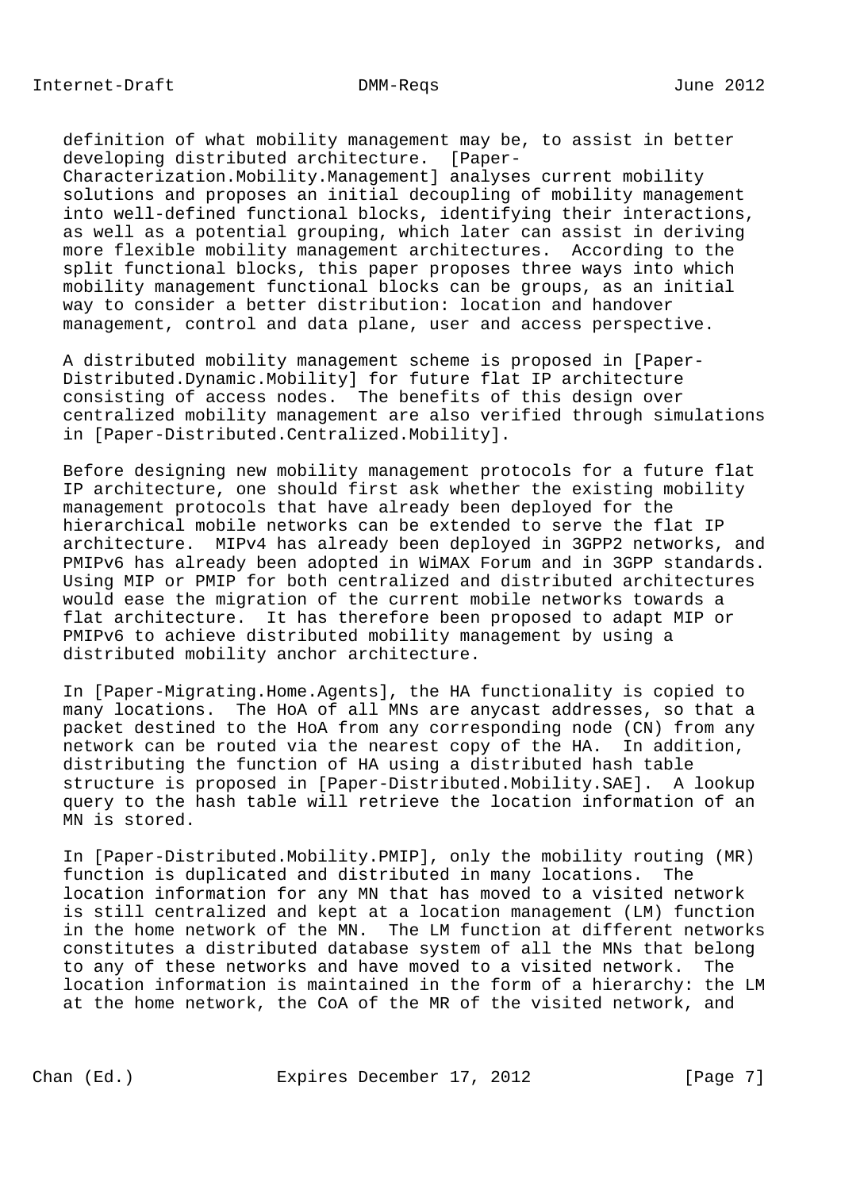definition of what mobility management may be, to assist in better developing distributed architecture. [Paper-Characterization.Mobility.Management] analyses current mobility solutions and proposes an initial decoupling of mobility management into well-defined functional blocks, identifying their interactions, as well as a potential grouping, which later can assist in deriving more flexible mobility management architectures. According to the split functional blocks, this paper proposes three ways into which mobility management functional blocks can be groups, as an initial way to consider a better distribution: location and handover management, control and data plane, user and access perspective.

A distributed mobility management scheme is proposed in [Paper-Distributed.Dynamic.Mobility] for future flat IP architecture consisting of access nodes. The benefits of this design over centralized mobility management are also verified through simulations in [Paper-Distributed.Centralized.Mobility].

Before designing new mobility management protocols for a future flat IP architecture, one should first ask whether the existing mobility management protocols that have already been deployed for the hierarchical mobile networks can be extended to serve the flat IP architecture. MIPv4 has already been deployed in 3GPP2 networks, and PMIPv6 has already been adopted in WiMAX Forum and in 3GPP standards. Using MIP or PMIP for both centralized and distributed architectures would ease the migration of the current mobile networks towards a flat architecture. It has therefore been proposed to adapt MIP or PMIPv6 to achieve distributed mobility management by using a distributed mobility anchor architecture.

In [Paper-Migrating.Home.Agents], the HA functionality is copied to many locations. The HoA of all MNs are anycast addresses, so that a packet destined to the HoA from any corresponding node (CN) from any network can be routed via the nearest copy of the HA. In addition, distributing the function of HA using a distributed hash table structure is proposed in [Paper-Distributed.Mobility.SAE]. A lookup query to the hash table will retrieve the location information of an MN is stored.

In [Paper-Distributed.Mobility.PMIP], only the mobility routing (MR) function is duplicated and distributed in many locations. The location information for any MN that has moved to a visited network is still centralized and kept at a location management (LM) function in the home network of the MN. The LM function at different networks constitutes a distributed database system of all the MNs that belong to any of these networks and have moved to a visited network. The location information is maintained in the form of a hierarchy: the LM at the home network, the CoA of the MR of the visited network, and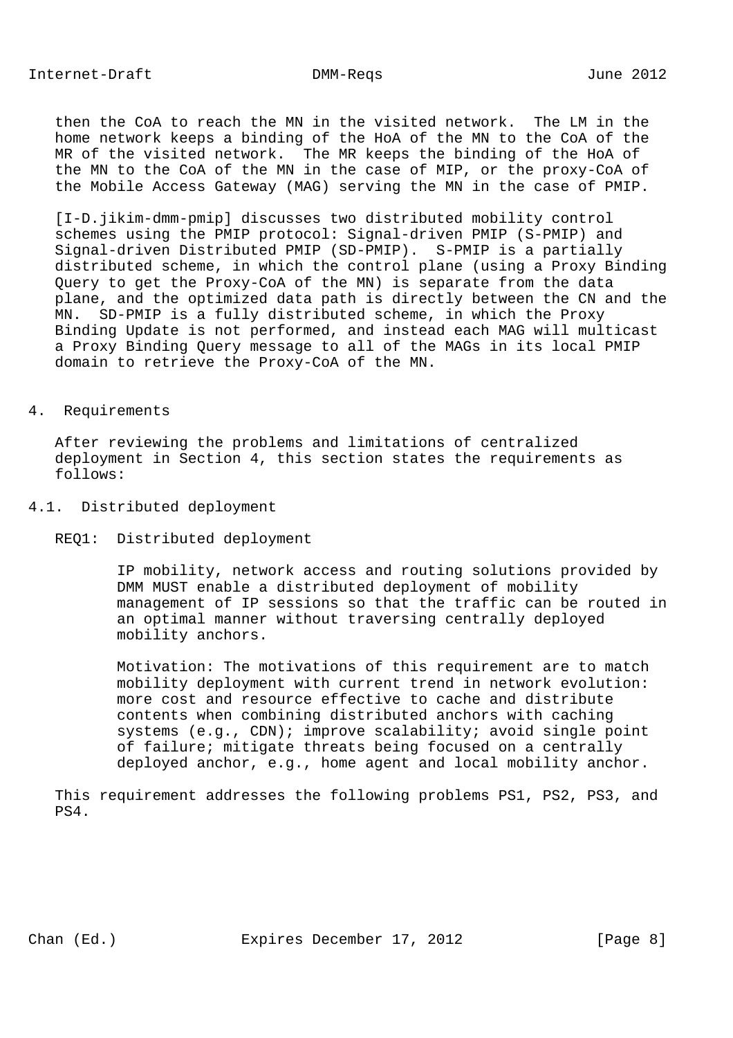then the CoA to reach the MN in the visited network. The LM in the home network keeps a binding of the HoA of the MN to the CoA of the MR of the visited network. The MR keeps the binding of the HoA of the MN to the CoA of the MN in the case of MIP, or the proxy-CoA of the Mobile Access Gateway (MAG) serving the MN in the case of PMIP.

[I-D.jikim-dmm-pmip] discusses two distributed mobility control schemes using the PMIP protocol: Signal-driven PMIP (S-PMIP) and Signal-driven Distributed PMIP (SD-PMIP). S-PMIP is a partially distributed scheme, in which the control plane (using a Proxy Binding Query to get the Proxy-CoA of the MN) is separate from the data plane, and the optimized data path is directly between the CN and the MN. SD-PMIP is a fully distributed scheme, in which the Proxy Binding Update is not performed, and instead each MAG will multicast a Proxy Binding Query message to all of the MAGs in its local PMIP domain to retrieve the Proxy-CoA of the MN.

## 4. Requirements

After reviewing the problems and limitations of centralized deployment in Section 4, this section states the requirements as follows:

### 4.1. Distributed deployment

REQ1: Distributed deployment

IP mobility, network access and routing solutions provided by DMM MUST enable a distributed deployment of mobility management of IP sessions so that the traffic can be routed in an optimal manner without traversing centrally deployed mobility anchors.

Motivation: The motivations of this requirement are to match mobility deployment with current trend in network evolution: more cost and resource effective to cache and distribute contents when combining distributed anchors with caching systems (e.g., CDN); improve scalability; avoid single point of failure; mitigate threats being focused on a centrally deployed anchor, e.g., home agent and local mobility anchor.

This requirement addresses the following problems PS1, PS2, PS3, and PS4.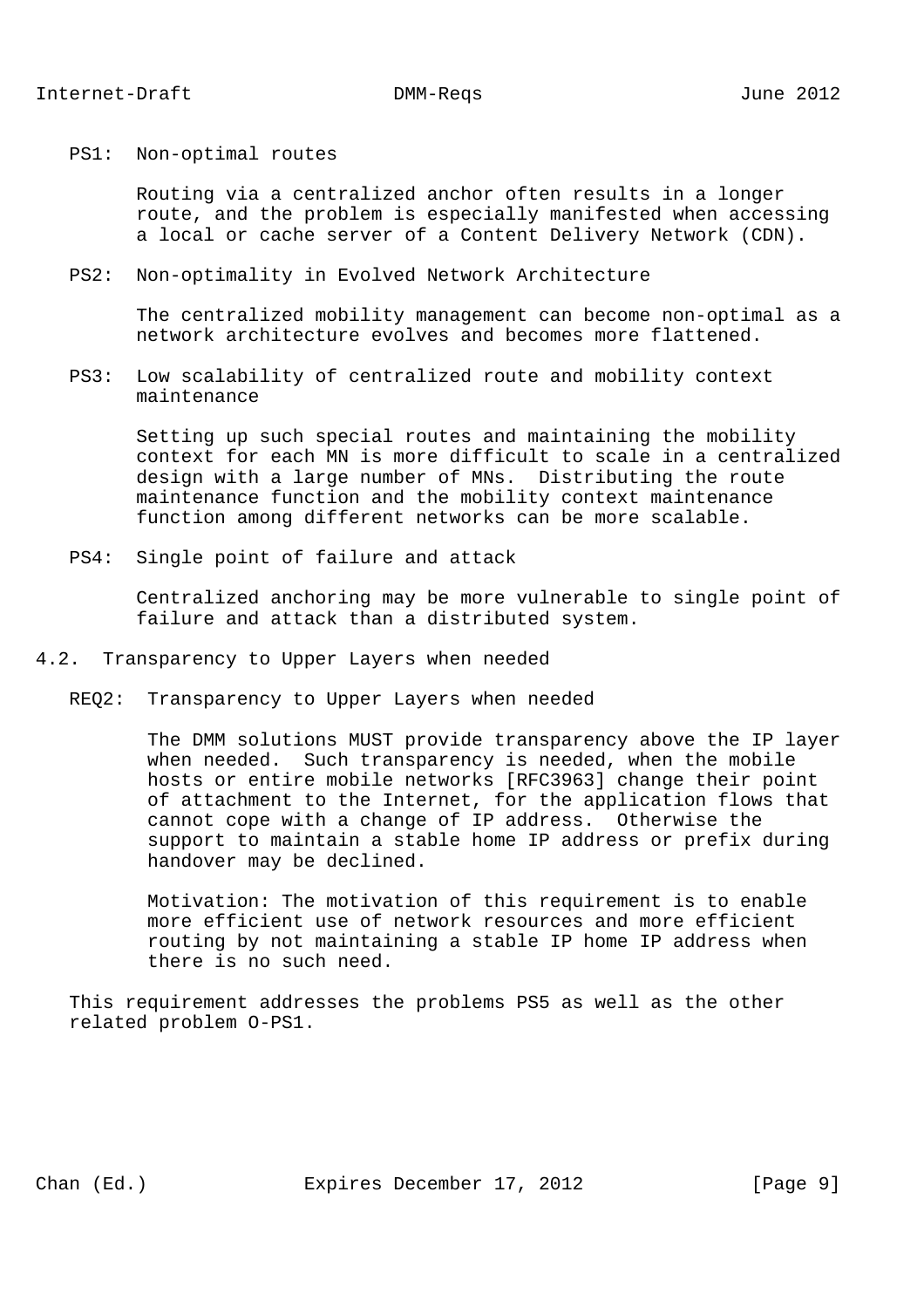PS1: Non-optimal routes

Routing via a centralized anchor often results in a longer route, and the problem is especially manifested when accessing a local or cache server of a Content Delivery Network (CDN).

PS2: Non-optimality in Evolved Network Architecture

The centralized mobility management can become non-optimal as a network architecture evolves and becomes more flattened.

PS3: Low scalability of centralized route and mobility context maintenance

Setting up such special routes and maintaining the mobility context for each MN is more difficult to scale in a centralized design with a large number of MNs. Distributing the route maintenance function and the mobility context maintenance function among different networks can be more scalable.

PS4: Single point of failure and attack

Centralized anchoring may be more vulnerable to single point of failure and attack than a distributed system.

## 4.2. Transparency to Upper Layers when needed

REQ2: Transparency to Upper Layers when needed

The DMM solutions MUST provide transparency above the IP layer when needed. Such transparency is needed, when the mobile hosts or entire mobile networks [RFC3963] change their point of attachment to the Internet, for the application flows that cannot cope with a change of IP address. Otherwise the support to maintain a stable home IP address or prefix during handover may be declined.

Motivation: The motivation of this requirement is to enable more efficient use of network resources and more efficient routing by not maintaining a stable IP home IP address when there is no such need.

This requirement addresses the problems PS5 as well as the other related problem O-PS1.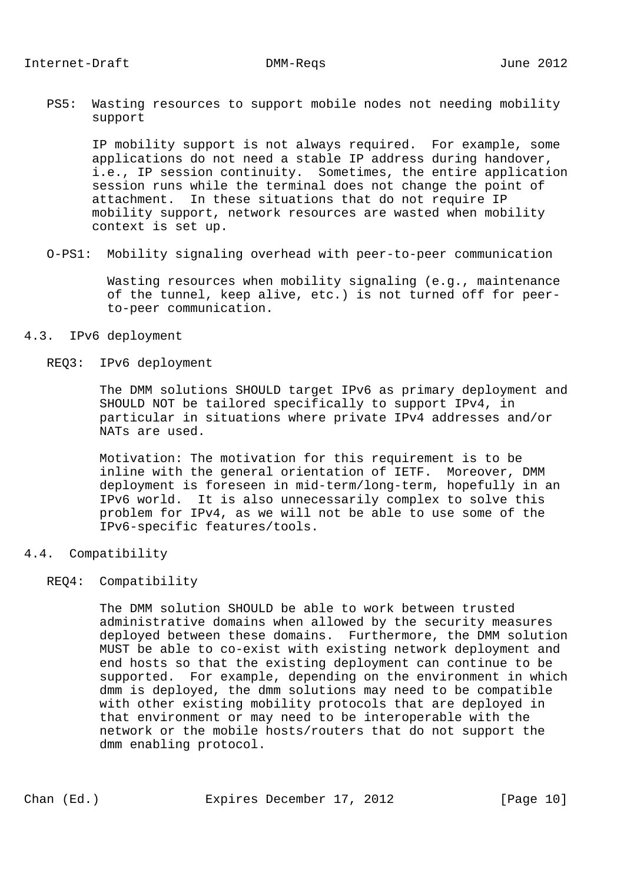PS5: Wasting resources to support mobile nodes not needing mobility support

IP mobility support is not always required. For example, some applications do not need a stable IP address during handover, i.e., IP session continuity. Sometimes, the entire application session runs while the terminal does not change the point of attachment. In these situations that do not require IP mobility support, network resources are wasted when mobility context is set up.

O-PS1: Mobility signaling overhead with peer-to-peer communication

Wasting resources when mobility signaling (e.g., maintenance of the tunnel, keep alive, etc.) is not turned off for peer-to-peer communication.

## 4.3. IPv6 deployment

REQ3: IPv6 deployment

The DMM solutions SHOULD target IPv6 as primary deployment and SHOULD NOT be tailored specifically to support IPv4, in particular in situations where private IPv4 addresses and/or NATs are used.

Motivation: The motivation for this requirement is to be inline with the general orientation of IETF. Moreover, DMM deployment is foreseen in mid-term/long-term, hopefully in an IPv6 world. It is also unnecessarily complex to solve this problem for IPv4, as we will not be able to use some of the IPv6-specific features/tools.

## 4.4. Compatibility

REQ4: Compatibility

The DMM solution SHOULD be able to work between trusted administrative domains when allowed by the security measures deployed between these domains. Furthermore, the DMM solution MUST be able to co-exist with existing network deployment and end hosts so that the existing deployment can continue to be supported. For example, depending on the environment in which dmm is deployed, the dmm solutions may need to be compatible with other existing mobility protocols that are deployed in that environment or may need to be interoperable with the network or the mobile hosts/routers that do not support the dmm enabling protocol.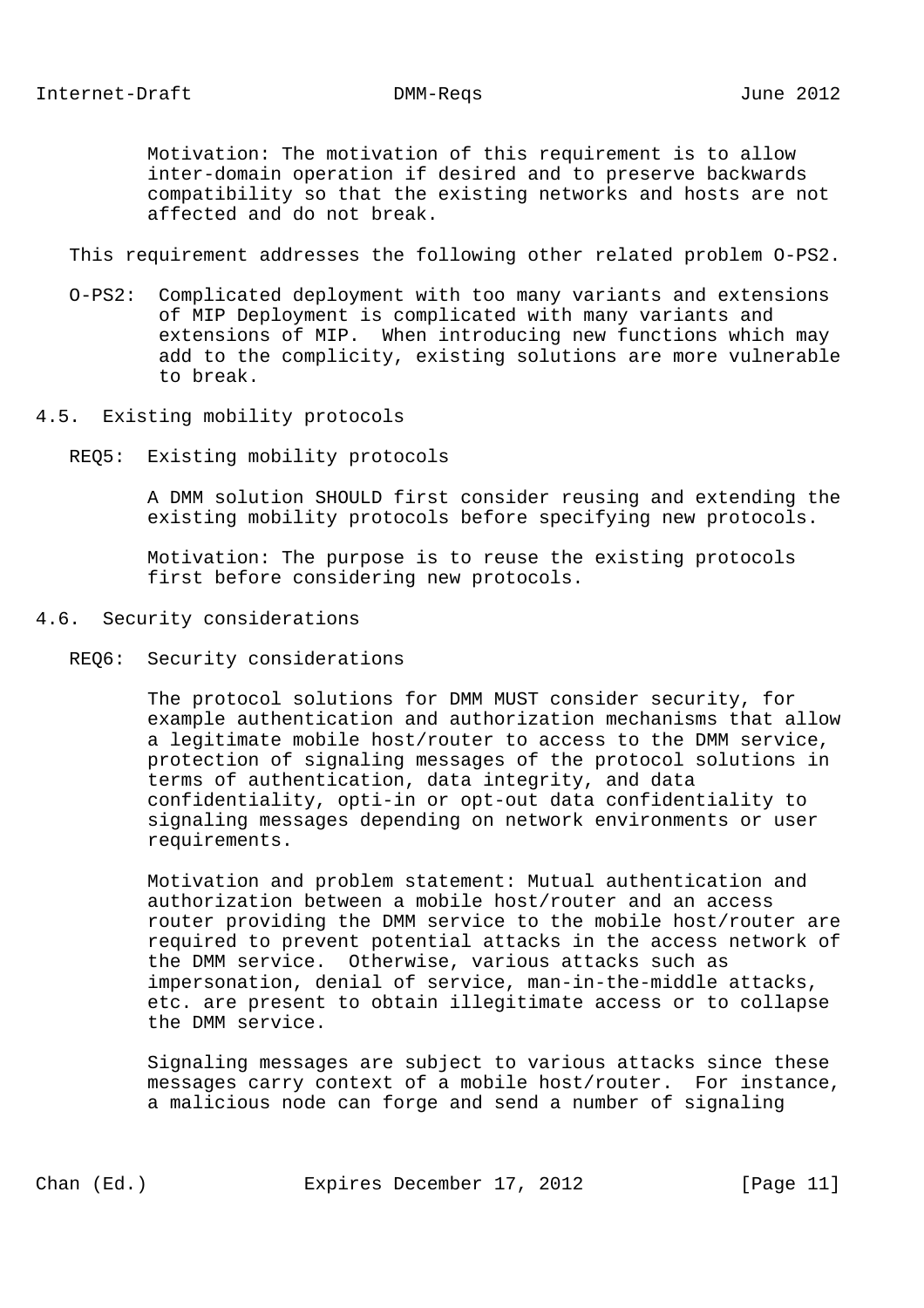Motivation: The motivation of this requirement is to allow inter-domain operation if desired and to preserve backwards compatibility so that the existing networks and hosts are not affected and do not break.

This requirement addresses the following other related problem O-PS2.

O-PS2: Complicated deployment with too many variants and extensions of MIP Deployment is complicated with many variants and extensions of MIP. When introducing new functions which may add to the complicity, existing solutions are more vulnerable to break.

## 4.5. Existing mobility protocols

REQ5: Existing mobility protocols

A DMM solution SHOULD first consider reusing and extending the existing mobility protocols before specifying new protocols.

Motivation: The purpose is to reuse the existing protocols first before considering new protocols.

## 4.6. Security considerations

REQ6: Security considerations

The protocol solutions for DMM MUST consider security, for example authentication and authorization mechanisms that allow a legitimate mobile host/router to access to the DMM service, protection of signaling messages of the protocol solutions in terms of authentication, data integrity, and data confidentiality, opti-in or opt-out data confidentiality to signaling messages depending on network environments or user requirements.

Motivation and problem statement: Mutual authentication and authorization between a mobile host/router and an access router providing the DMM service to the mobile host/router are required to prevent potential attacks in the access network of the DMM service. Otherwise, various attacks such as impersonation, denial of service, man-in-the-middle attacks, etc. are present to obtain illegitimate access or to collapse the DMM service.

Signaling messages are subject to various attacks since these messages carry context of a mobile host/router. For instance, a malicious node can forge and send a number of signaling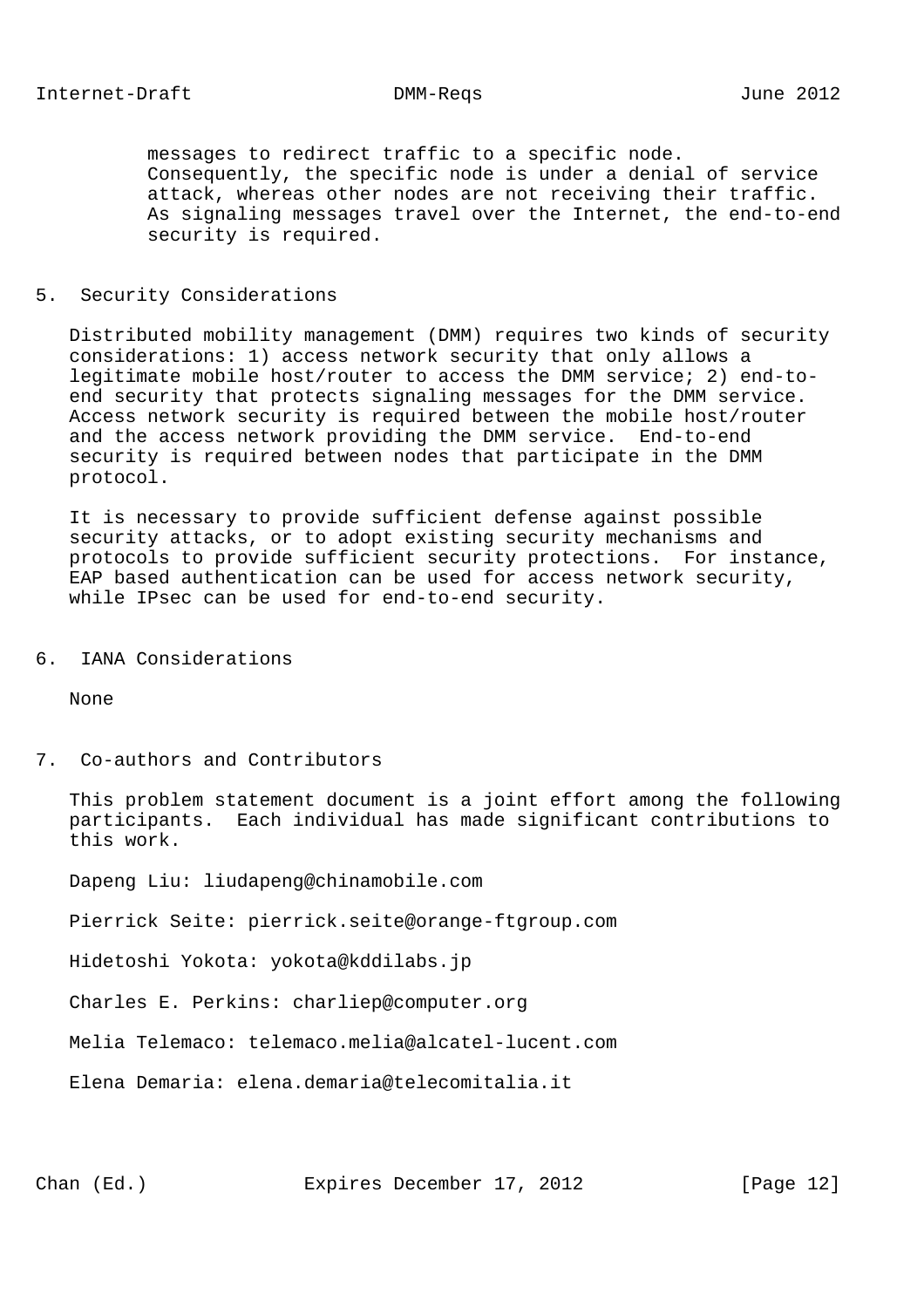messages to redirect traffic to a specific node. Consequently, the specific node is under a denial of service attack, whereas other nodes are not receiving their traffic. As signaling messages travel over the Internet, the end-to-end security is required.

## 5. Security Considerations

Distributed mobility management (DMM) requires two kinds of security considerations: 1) access network security that only allows a legitimate mobile host/router to access the DMM service; 2) end-to-end security that protects signaling messages for the DMM service. Access network security is required between the mobile host/router and the access network providing the DMM service. End-to-end security is required between nodes that participate in the DMM protocol.

It is necessary to provide sufficient defense against possible security attacks, or to adopt existing security mechanisms and protocols to provide sufficient security protections. For instance, EAP based authentication can be used for access network security, while IPsec can be used for end-to-end security.

## 6. IANA Considerations

None

## 7. Co-authors and Contributors

This problem statement document is a joint effort among the following participants. Each individual has made significant contributions to this work.

Dapeng Liu: liudapeng@chinamobile.com

Pierrick Seite: pierrick.seite@orange-ftgroup.com

Hidetoshi Yokota: yokota@kddilabs.jp

Charles E. Perkins: charliep@computer.org

Melia Telemaco: telemaco.melia@alcatel-lucent.com

Elena Demaria: elena.demaria@telecomitalia.it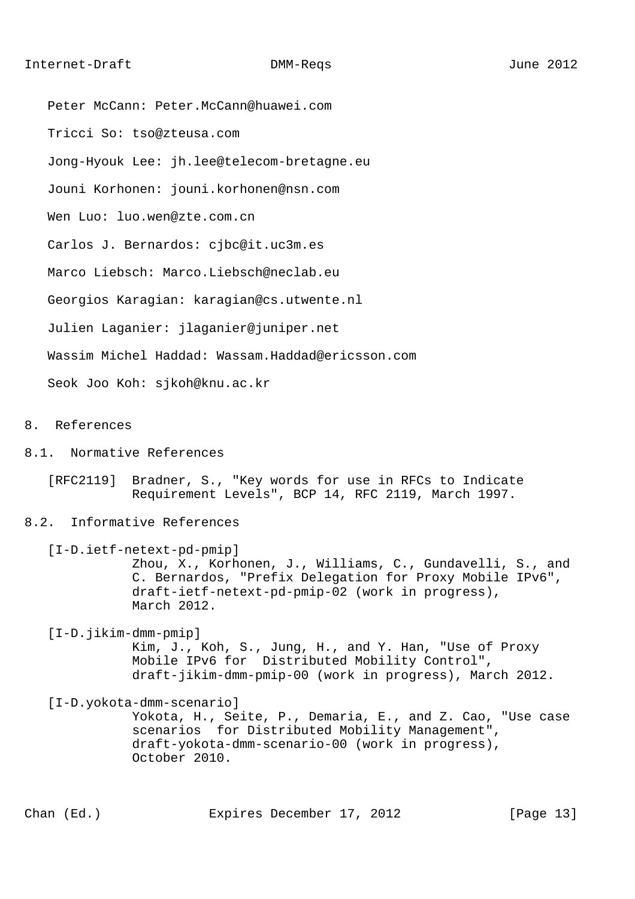Peter McCann: Peter.McCann@huawei.com

Tricci So: tso@zteusa.com

Jong-Hyouk Lee: jh.lee@telecom-bretagne.eu

Jouni Korhonen: jouni.korhonen@nsn.com

Wen Luo: luo.wen@zte.com.cn

Carlos J. Bernardos: cjbc@it.uc3m.es

Marco Liebsch: Marco.Liebsch@neclab.eu

Georgios Karagian: karagian@cs.utwente.nl

Julien Laganier: jlaganier@juniper.net

Wassim Michel Haddad: Wassam.Haddad@ericsson.com

Seok Joo Koh: sjkoh@knu.ac.kr

# 8. References

## 8.1. Normative References

[RFC2119] Bradner, S., "Key words for use in RFCs to Indicate Requirement Levels", BCP 14, RFC 2119, March 1997.

## 8.2. Informative References

[I-D.ietf-netext-pd-pmip] Zhou, X., Korhonen, J., Williams, C., Gundavelli, S., and C. Bernardos, "Prefix Delegation for Proxy Mobile IPv6", draft-ietf-netext-pd-pmip-02 (work in progress), March 2012.

[I-D.jikim-dmm-pmip] Kim, J., Koh, S., Jung, H., and Y. Han, "Use of Proxy Mobile IPv6 for Distributed Mobility Control", draft-jikim-dmm-pmip-00 (work in progress), March 2012.

[I-D.yokota-dmm-scenario] Yokota, H., Seite, P., Demaria, E., and Z. Cao, "Use case scenarios for Distributed Mobility Management", draft-yokota-dmm-scenario-00 (work in progress), October 2010.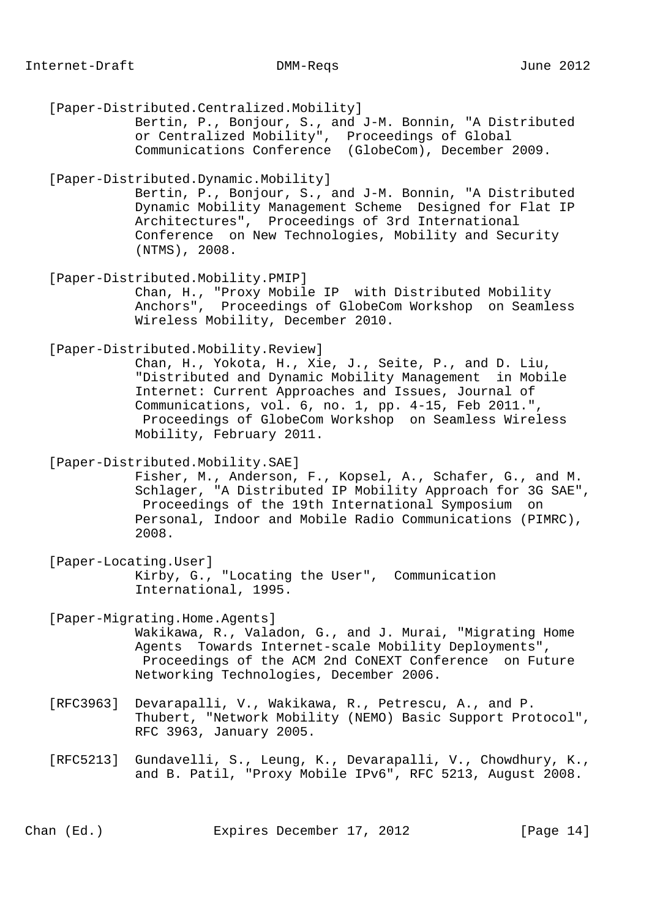[Paper-Distributed.Centralized.Mobility]
Bertin, P., Bonjour, S., and J-M. Bonnin, "A Distributed or Centralized Mobility", Proceedings of Global Communications Conference (GlobeCom), December 2009.

[Paper-Distributed.Dynamic.Mobility]
Bertin, P., Bonjour, S., and J-M. Bonnin, "A Distributed Dynamic Mobility Management Scheme Designed for Flat IP Architectures", Proceedings of 3rd International Conference on New Technologies, Mobility and Security (NTMS), 2008.

[Paper-Distributed.Mobility.PMIP]
Chan, H., "Proxy Mobile IP with Distributed Mobility Anchors", Proceedings of GlobeCom Workshop on Seamless Wireless Mobility, December 2010.

[Paper-Distributed.Mobility.Review]
Chan, H., Yokota, H., Xie, J., Seite, P., and D. Liu, "Distributed and Dynamic Mobility Management in Mobile Internet: Current Approaches and Issues, Journal of Communications, vol. 6, no. 1, pp. 4-15, Feb 2011.", Proceedings of GlobeCom Workshop on Seamless Wireless Mobility, February 2011.

[Paper-Distributed.Mobility.SAE]
Fisher, M., Anderson, F., Kopsel, A., Schafer, G., and M. Schlager, "A Distributed IP Mobility Approach for 3G SAE", Proceedings of the 19th International Symposium on Personal, Indoor and Mobile Radio Communications (PIMRC), 2008.

[Paper-Locating.User]
Kirby, G., "Locating the User", Communication International, 1995.

[Paper-Migrating.Home.Agents]
Wakikawa, R., Valadon, G., and J. Murai, "Migrating Home Agents Towards Internet-scale Mobility Deployments", Proceedings of the ACM 2nd CoNEXT Conference on Future Networking Technologies, December 2006.

[RFC3963] Devarapalli, V., Wakikawa, R., Petrescu, A., and P. Thubert, "Network Mobility (NEMO) Basic Support Protocol", RFC 3963, January 2005.

[RFC5213] Gundavelli, S., Leung, K., Devarapalli, V., Chowdhury, K., and B. Patil, "Proxy Mobile IPv6", RFC 5213, August 2008.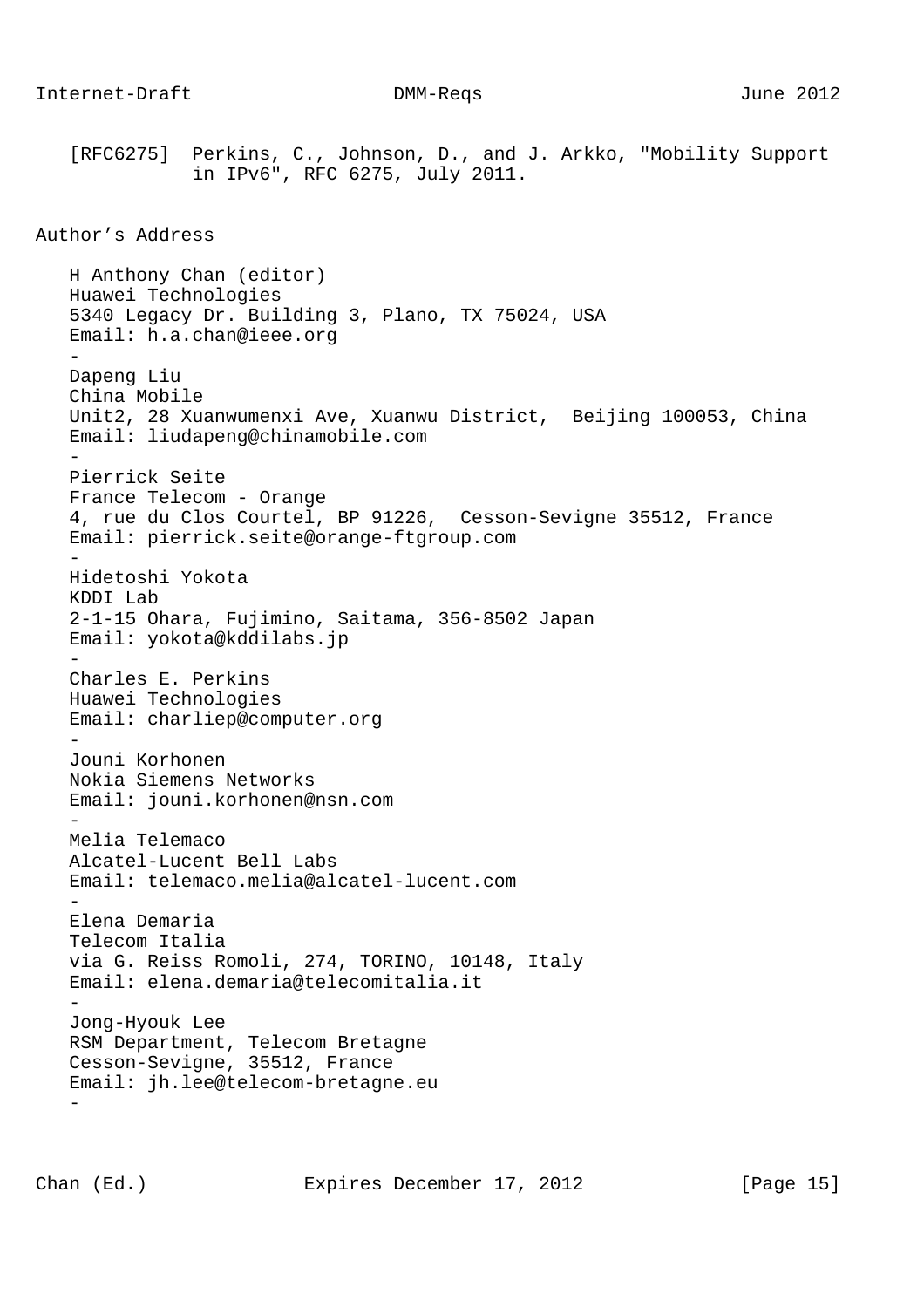[RFC6275] Perkins, C., Johnson, D., and J. Arkko, "Mobility Support in IPv6", RFC 6275, July 2011.

## Author's Address

H Anthony Chan (editor)
Huawei Technologies
5340 Legacy Dr. Building 3, Plano, TX 75024, USA
Email: h.a.chan@ieee.org

-

Dapeng Liu
China Mobile
Unit2, 28 Xuanwumenxi Ave, Xuanwu District, Beijing 100053, China
Email: liudapeng@chinamobile.com

-

Pierrick Seite
France Telecom - Orange
4, rue du Clos Courtel, BP 91226, Cesson-Sevigne 35512, France
Email: pierrick.seite@orange-ftgroup.com

-

Hidetoshi Yokota
KDDI Lab
2-1-15 Ohara, Fujimino, Saitama, 356-8502 Japan
Email: yokota@kddilabs.jp

-

Charles E. Perkins
Huawei Technologies
Email: charliep@computer.org

-

Jouni Korhonen
Nokia Siemens Networks
Email: jouni.korhonen@nsn.com

-

Melia Telemaco
Alcatel-Lucent Bell Labs
Email: telemaco.melia@alcatel-lucent.com

-

Elena Demaria
Telecom Italia
via G. Reiss Romoli, 274, TORINO, 10148, Italy
Email: elena.demaria@telecomitalia.it

-

Jong-Hyouk Lee
RSM Department, Telecom Bretagne
Cesson-Sevigne, 35512, France
Email: jh.lee@telecom-bretagne.eu

-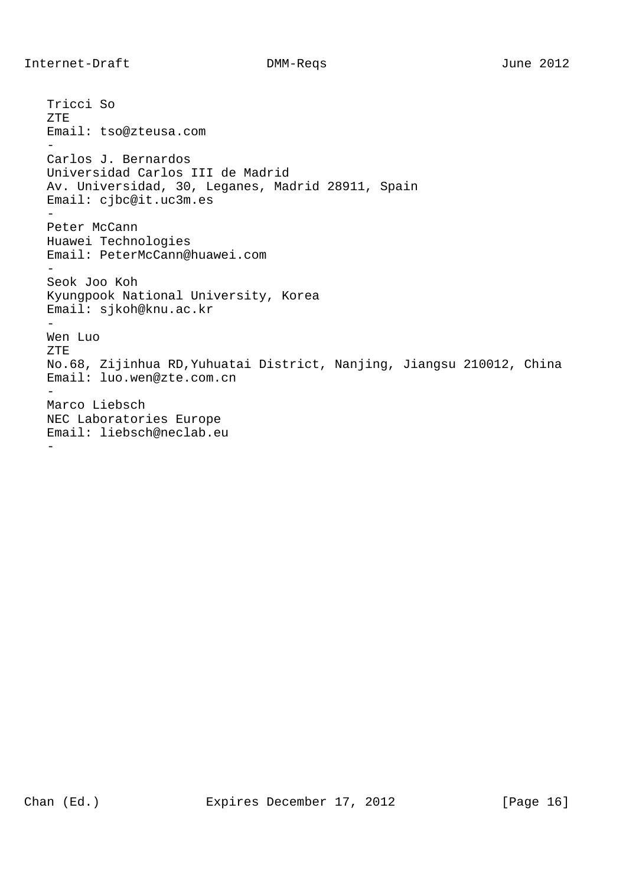Tricci So
ZTE
Email: tso@zteusa.com
-
Carlos J. Bernardos
Universidad Carlos III de Madrid
Av. Universidad, 30, Leganes, Madrid 28911, Spain
Email: cjbc@it.uc3m.es
-
Peter McCann
Huawei Technologies
Email: PeterMcCann@huawei.com
-
Seok Joo Koh
Kyungpook National University, Korea
Email: sjkoh@knu.ac.kr
-
Wen Luo
ZTE
No.68, Zijinhua RD,Yuhuatai District, Nanjing, Jiangsu 210012, China
Email: luo.wen@zte.com.cn
-
Marco Liebsch
NEC Laboratories Europe
Email: liebsch@neclab.eu
-